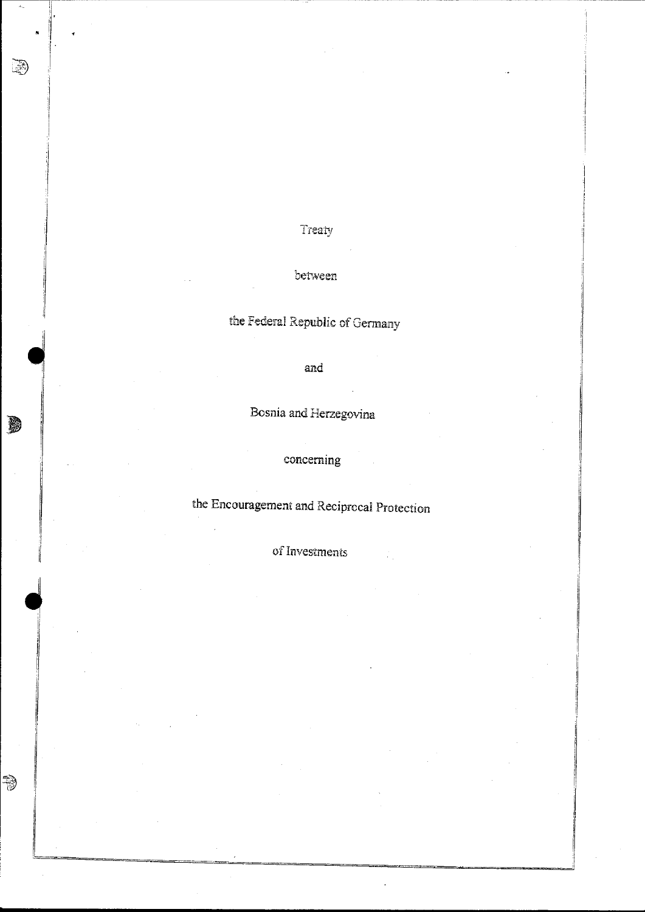# Treaty

between

the Federal Republic of Germany

and

Bosnia and Herzegovina

concerning

the Encouragement and Reciprocal Protection

of Investments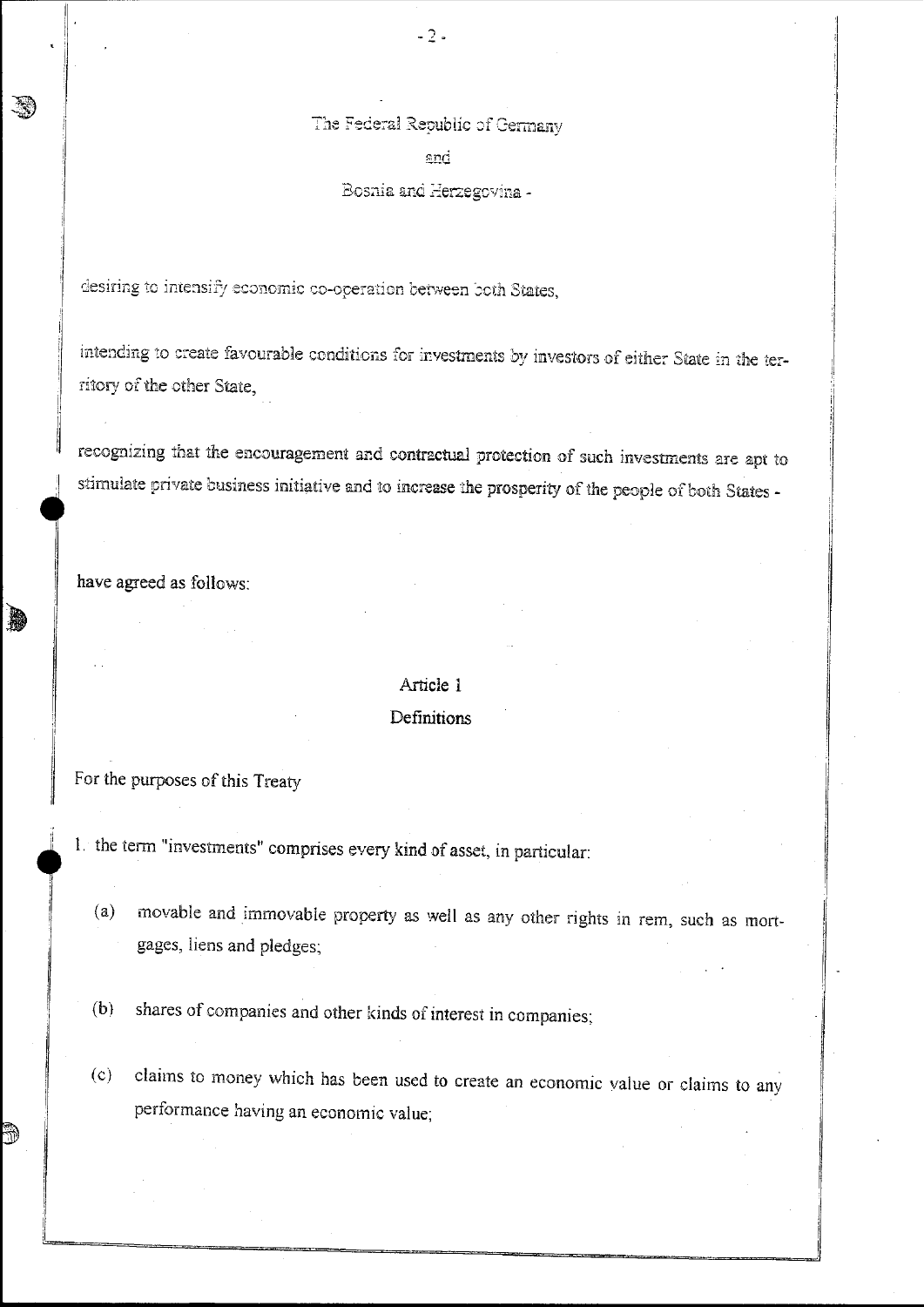The Federal Republic of Germany

and

Bosnia and Herzegovina -

desiring to intensify economic co-operation between both States,

intending to create favourable conditions for investments by investors of either State in the territory of the other State,

recognizing that the encouragement and contractual protection of such investments are apt to stimulate private business initiative and to increase the prosperity of the people of both States -

have agreed as follows:

## Article 1
## Definitions

For the purposes of this Treaty

1. the term "investments" comprises every kind of asset, in particular:

   (a) movable and immovable property as well as any other rights in rem, such as mortgages, liens and pledges;

   (b) shares of companies and other kinds of interest in companies;

   (c) claims to money which has been used to create an economic value or claims to any performance having an economic value;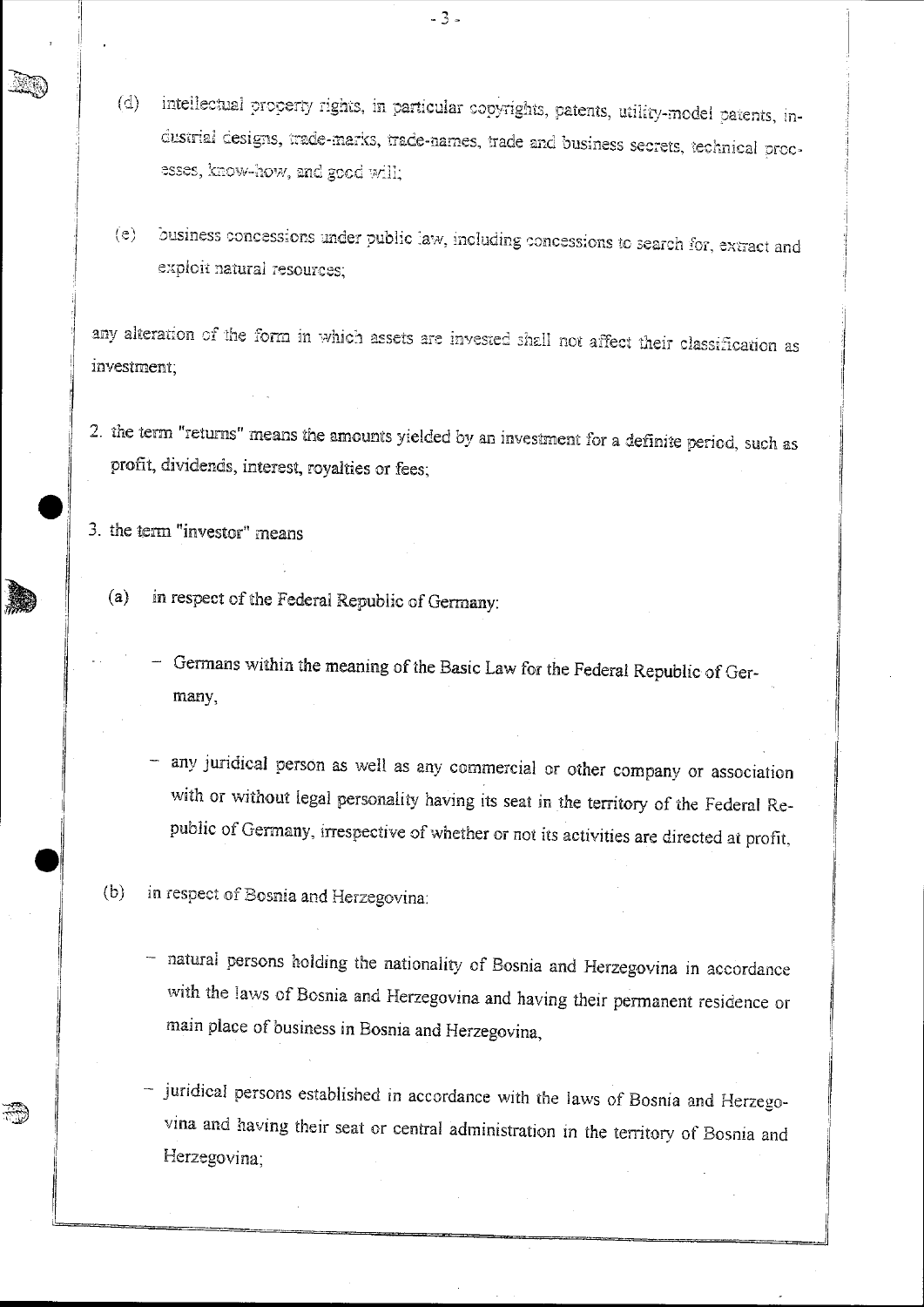(d) intellectual property rights, in particular copyrights, patents, utility-model patents, industrial designs, trade-marks, trade-names, trade and business secrets, technical processes, know-how, and good will;

(e) business concessions under public law, including concessions to search for, extract and exploit natural resources;

any alteration of the form in which assets are invested shall not affect their classification as investment;

2. the term "returns" means the amounts yielded by an investment for a definite period, such as profit, dividends, interest, royalties or fees;

3. the term "investor" means

   (a) in respect of the Federal Republic of Germany:

   - Germans within the meaning of the Basic Law for the Federal Republic of Germany,

   - any juridical person as well as any commercial or other company or association with or without legal personality having its seat in the territory of the Federal Republic of Germany, irrespective of whether or not its activities are directed at profit,

   (b) in respect of Bosnia and Herzegovina:

   - natural persons holding the nationality of Bosnia and Herzegovina in accordance with the laws of Bosnia and Herzegovina and having their permanent residence or main place of business in Bosnia and Herzegovina,

   - juridical persons established in accordance with the laws of Bosnia and Herzegovina and having their seat or central administration in the territory of Bosnia and Herzegovina;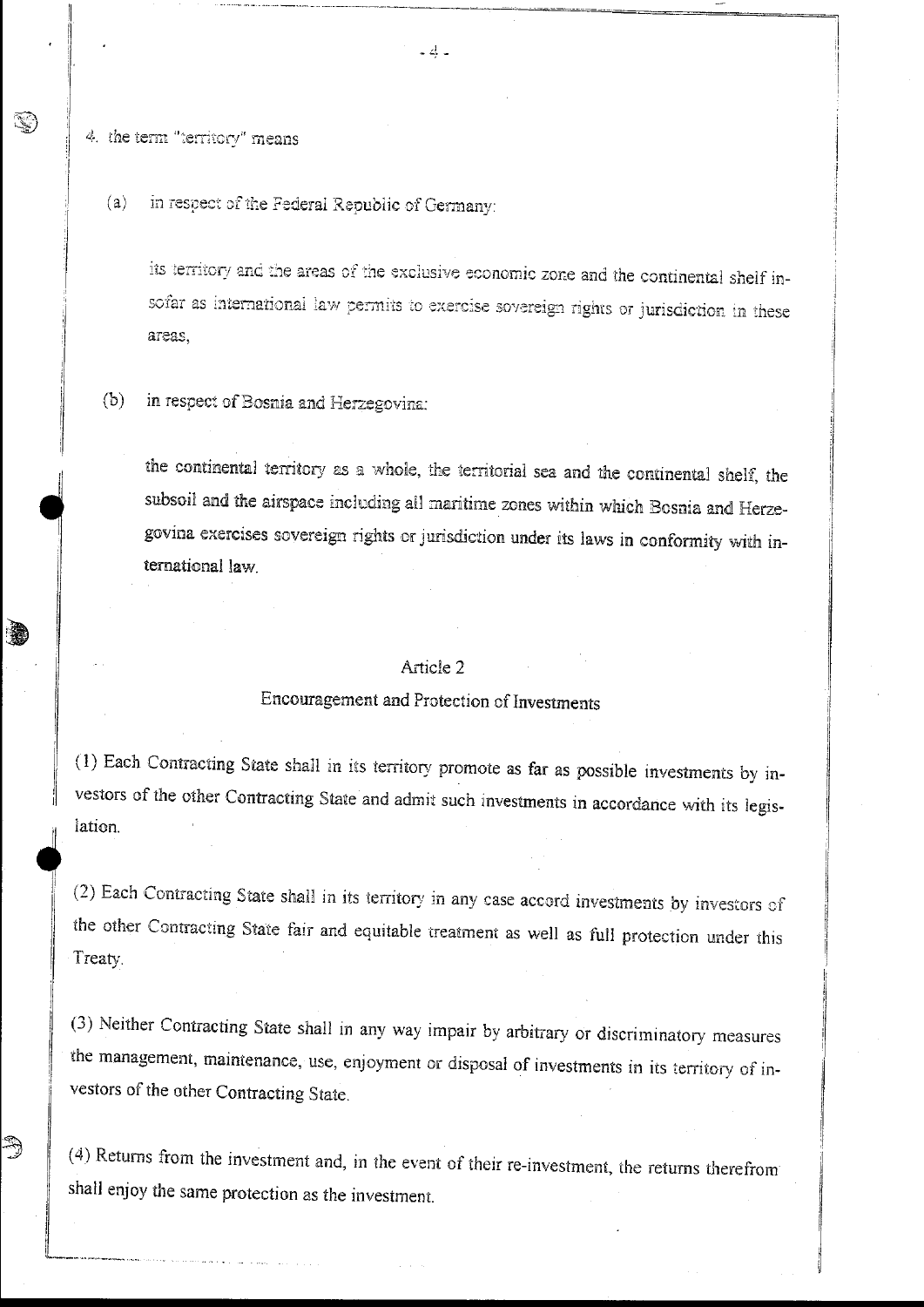4. the term "territory" means

   (a) in respect of the Federal Republic of Germany:

   its territory and the areas of the exclusive economic zone and the continental shelf insofar as international law permits to exercise sovereign rights or jurisdiction in these areas,

   (b) in respect of Bosnia and Herzegovina:

   the continental territory as a whole, the territorial sea and the continental shelf, the subsoil and the airspace including all maritime zones within which Bosnia and Herzegovina exercises sovereign rights or jurisdiction under its laws in conformity with international law.

## Article 2

### Encouragement and Protection of Investments

(1) Each Contracting State shall in its territory promote as far as possible investments by investors of the other Contracting State and admit such investments in accordance with its legislation.

(2) Each Contracting State shall in its territory in any case accord investments by investors of the other Contracting State fair and equitable treatment as well as full protection under this Treaty.

(3) Neither Contracting State shall in any way impair by arbitrary or discriminatory measures the management, maintenance, use, enjoyment or disposal of investments in its territory of investors of the other Contracting State.

(4) Returns from the investment and, in the event of their re-investment, the returns therefrom shall enjoy the same protection as the investment.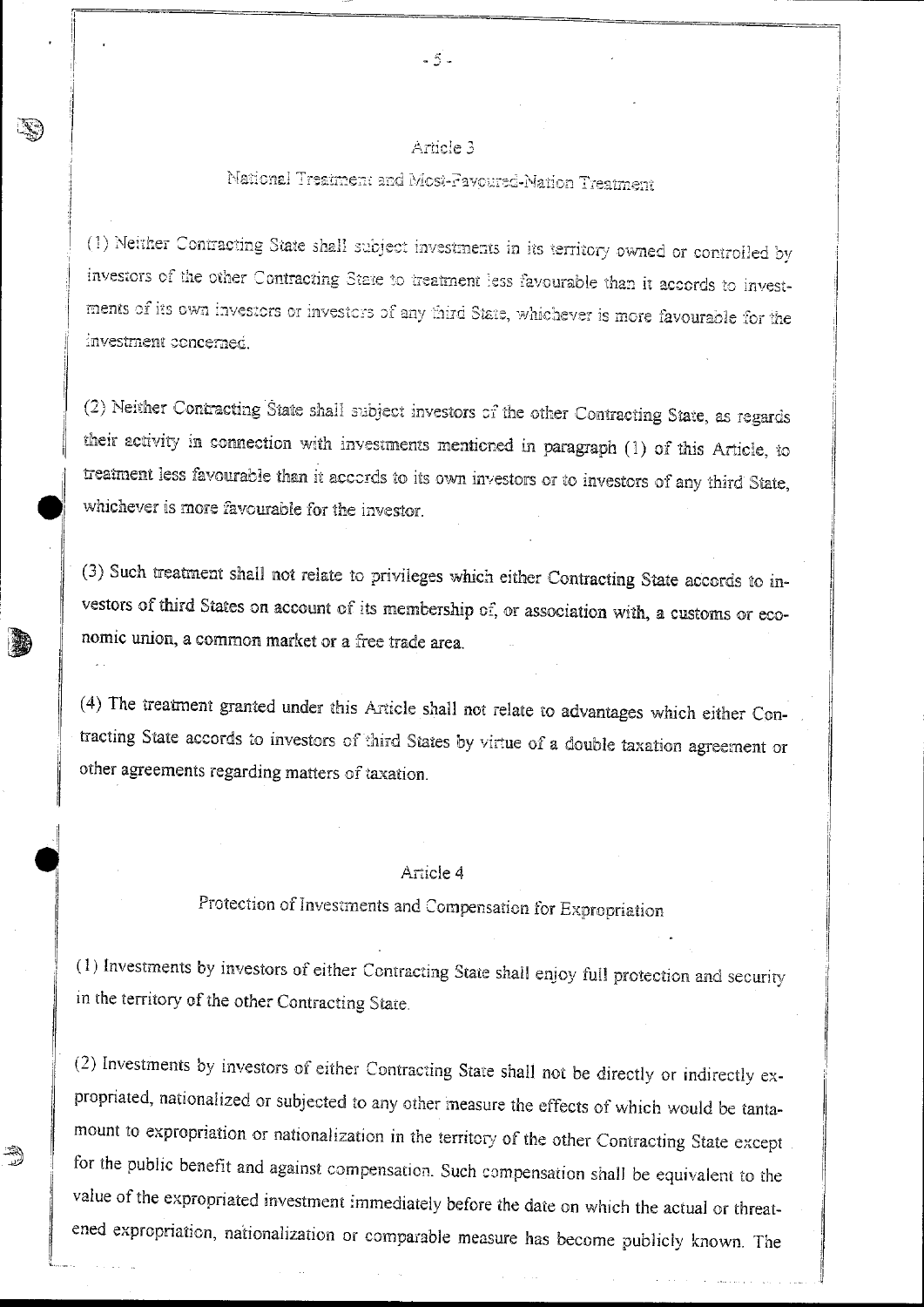### Article 3

### National Treatment and Most-Favoured-Nation Treatment

(1) Neither Contracting State shall subject investments in its territory owned or controlled by investors of the other Contracting State to treatment less favourable than it accords to investments of its own investors or investors of any third State, whichever is more favourable for the investment concerned.

(2) Neither Contracting State shall subject investors of the other Contracting State, as regards their activity in connection with investments mentioned in paragraph (1) of this Article, to treatment less favourable than it accords to its own investors or to investors of any third State, whichever is more favourable for the investor.

(3) Such treatment shall not relate to privileges which either Contracting State accords to investors of third States on account of its membership of, or association with, a customs or economic union, a common market or a free trade area.

(4) The treatment granted under this Article shall not relate to advantages which either Contracting State accords to investors of third States by virtue of a double taxation agreement or other agreements regarding matters of taxation.

### Article 4

### Protection of Investments and Compensation for Expropriation

(1) Investments by investors of either Contracting State shall enjoy full protection and security in the territory of the other Contracting State.

(2) Investments by investors of either Contracting State shall not be directly or indirectly expropriated, nationalized or subjected to any other measure the effects of which would be tantamount to expropriation or nationalization in the territory of the other Contracting State except for the public benefit and against compensation. Such compensation shall be equivalent to the value of the expropriated investment immediately before the date on which the actual or threatened expropriation, nationalization or comparable measure has become publicly known. The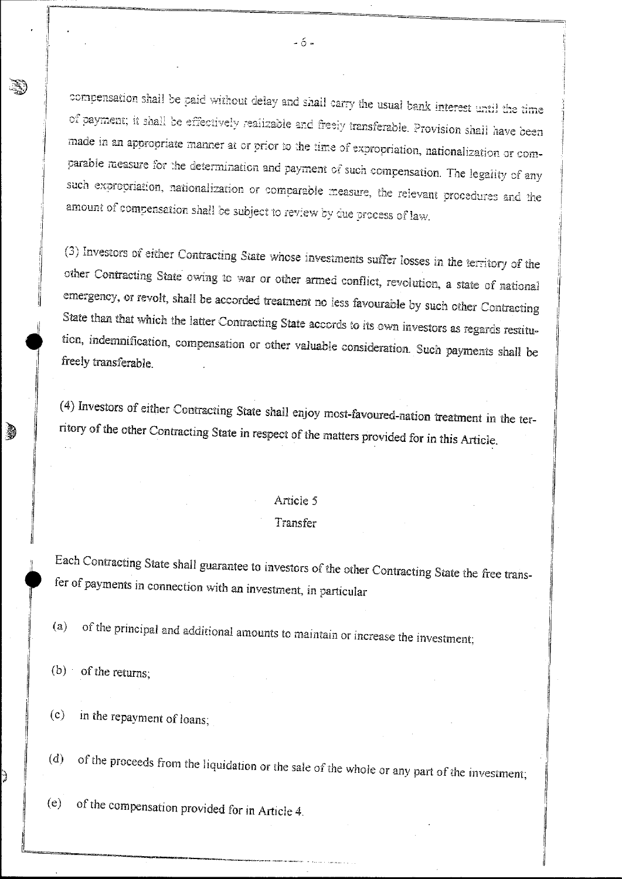compensation shall be paid without delay and shall carry the usual bank interest until the time of payment; it shall be effectively realizable and freely transferable. Provision shall have been made in an appropriate manner at or prior to the time of expropriation, nationalization or comparable measure for the determination and payment of such compensation. The legality of any such expropriation, nationalization or comparable measure, the relevant procedures and the amount of compensation shall be subject to review by due process of law.

(3) Investors of either Contracting State whose investments suffer losses in the territory of the other Contracting State owing to war or other armed conflict, revolution, a state of national emergency, or revolt, shall be accorded treatment no less favourable by such other Contracting State than that which the latter Contracting State accords to its own investors as regards restitution, indemnification, compensation or other valuable consideration. Such payments shall be freely transferable.

(4) Investors of either Contracting State shall enjoy most-favoured-nation treatment in the territory of the other Contracting State in respect of the matters provided for in this Article.

## Article 5
## Transfer

Each Contracting State shall guarantee to investors of the other Contracting State the free transfer of payments in connection with an investment, in particular

(a) of the principal and additional amounts to maintain or increase the investment;

(b) of the returns;

(c) in the repayment of loans;

(d) of the proceeds from the liquidation or the sale of the whole or any part of the investment;

(e) of the compensation provided for in Article 4.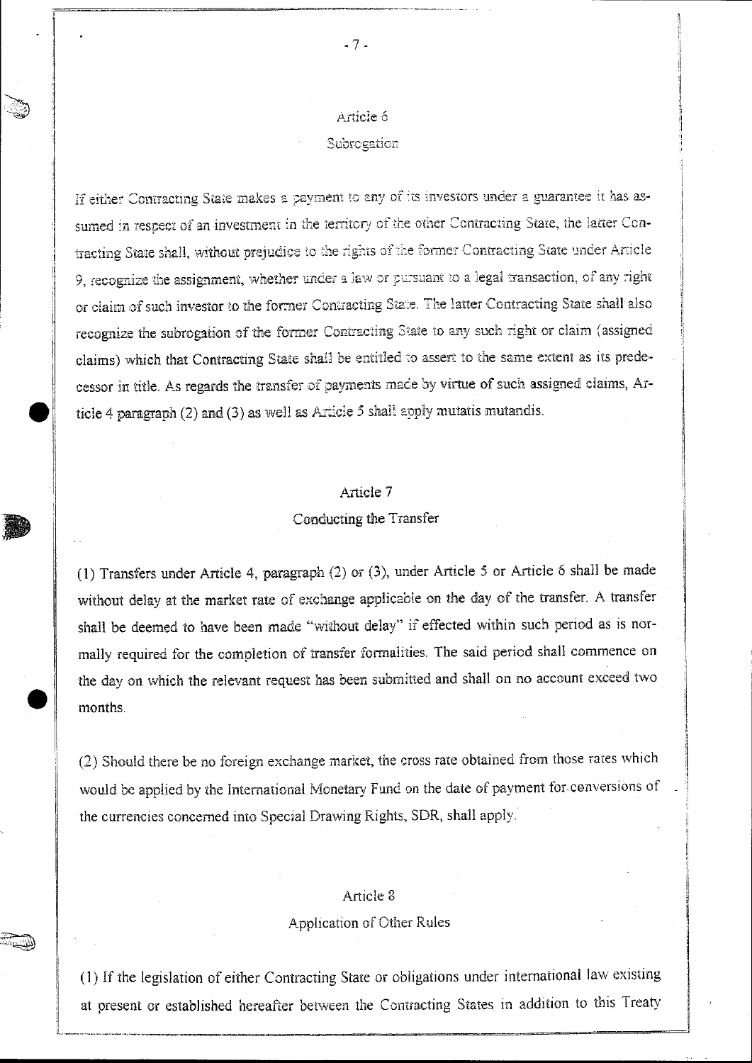### Article 6
### Subrogation

If either Contracting State makes a payment to any of its investors under a guarantee it has assumed in respect of an investment in the territory of the other Contracting State, the latter Contracting State shall, without prejudice to the rights of the former Contracting State under Article 9, recognize the assignment, whether under a law or pursuant to a legal transaction, of any right or claim of such investor to the former Contracting State. The latter Contracting State shall also recognize the subrogation of the former Contracting State to any such right or claim (assigned claims) which that Contracting State shall be entitled to assert to the same extent as its predecessor in title. As regards the transfer of payments made by virtue of such assigned claims, Article 4 paragraph (2) and (3) as well as Article 5 shall apply mutatis mutandis.

### Article 7
### Conducting the Transfer

(1) Transfers under Article 4, paragraph (2) or (3), under Article 5 or Article 6 shall be made without delay at the market rate of exchange applicable on the day of the transfer. A transfer shall be deemed to have been made "without delay" if effected within such period as is normally required for the completion of transfer formalities. The said period shall commence on the day on which the relevant request has been submitted and shall on no account exceed two months.

(2) Should there be no foreign exchange market, the cross rate obtained from those rates which would be applied by the International Monetary Fund on the date of payment for conversions of the currencies concerned into Special Drawing Rights, SDR, shall apply.

### Article 8
### Application of Other Rules

(1) If the legislation of either Contracting State or obligations under international law existing at present or established hereafter between the Contracting States in addition to this Treaty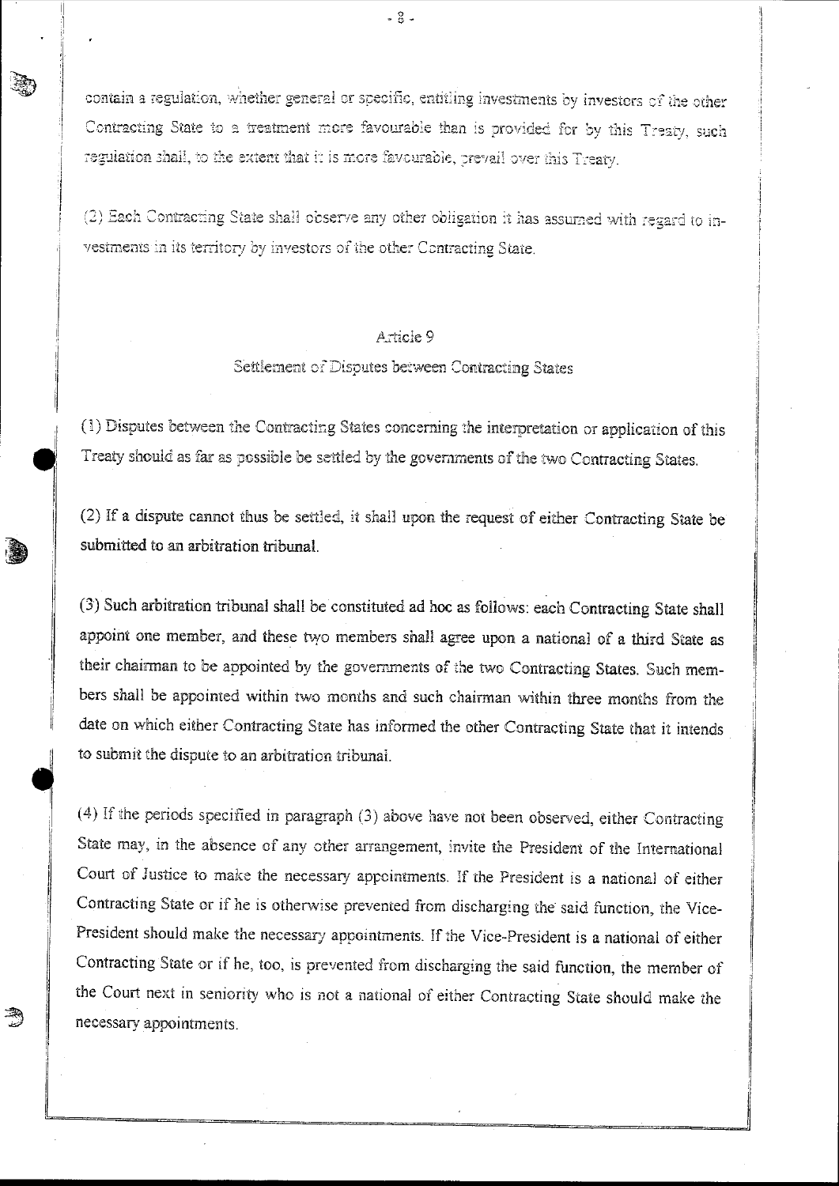contain a regulation, whether general or specific, entitling investments by investors of the other Contracting State to a treatment more favourable than is provided for by this Treaty, such regulation shall, to the extent that it is more favourable, prevail over this Treaty.

(2) Each Contracting State shall observe any other obligation it has assumed with regard to investments in its territory by investors of the other Contracting State.

## Article 9

### Settlement of Disputes between Contracting States

(1) Disputes between the Contracting States concerning the interpretation or application of this Treaty should as far as possible be settled by the governments of the two Contracting States.

(2) If a dispute cannot thus be settled, it shall upon the request of either Contracting State be submitted to an arbitration tribunal.

(3) Such arbitration tribunal shall be constituted ad hoc as follows: each Contracting State shall appoint one member, and these two members shall agree upon a national of a third State as their chairman to be appointed by the governments of the two Contracting States. Such members shall be appointed within two months and such chairman within three months from the date on which either Contracting State has informed the other Contracting State that it intends to submit the dispute to an arbitration tribunal.

(4) If the periods specified in paragraph (3) above have not been observed, either Contracting State may, in the absence of any other arrangement, invite the President of the International Court of Justice to make the necessary appointments. If the President is a national of either Contracting State or if he is otherwise prevented from discharging the said function, the Vice-President should make the necessary appointments. If the Vice-President is a national of either Contracting State or if he, too, is prevented from discharging the said function, the member of the Court next in seniority who is not a national of either Contracting State should make the necessary appointments.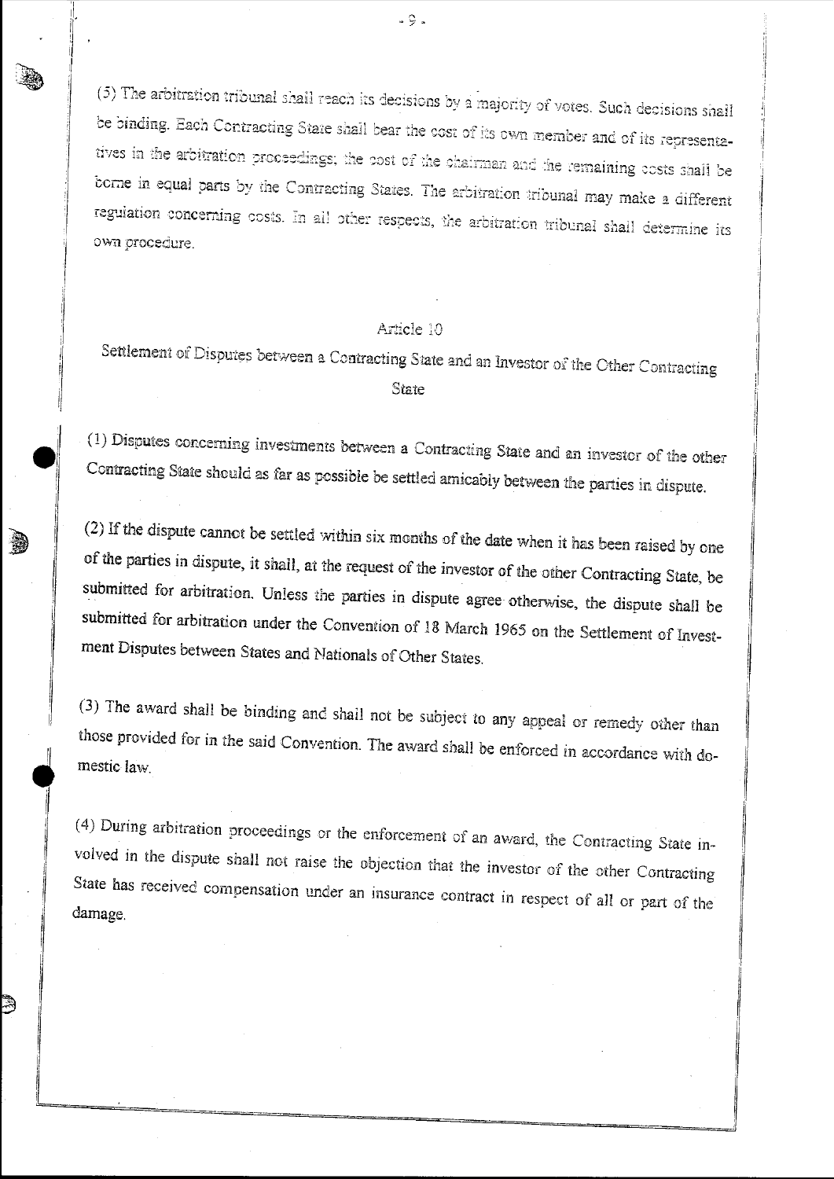(5) The arbitration tribunal shall reach its decisions by a majority of votes. Such decisions shall be binding. Each Contracting State shall bear the cost of its own member and of its representatives in the arbitration proceedings; the cost of the chairman and the remaining costs shall be borne in equal parts by the Contracting States. The arbitration tribunal may make a different regulation concerning costs. In all other respects, the arbitration tribunal shall determine its own procedure.

## Article 10

### Settlement of Disputes between a Contracting State and an Investor of the Other Contracting State

(1) Disputes concerning investments between a Contracting State and an investor of the other Contracting State should as far as possible be settled amicably between the parties in dispute.

(2) If the dispute cannot be settled within six months of the date when it has been raised by one of the parties in dispute, it shall, at the request of the investor of the other Contracting State, be submitted for arbitration. Unless the parties in dispute agree otherwise, the dispute shall be submitted for arbitration under the Convention of 18 March 1965 on the Settlement of Investment Disputes between States and Nationals of Other States.

(3) The award shall be binding and shall not be subject to any appeal or remedy other than those provided for in the said Convention. The award shall be enforced in accordance with domestic law.

(4) During arbitration proceedings or the enforcement of an award, the Contracting State involved in the dispute shall not raise the objection that the investor of the other Contracting State has received compensation under an insurance contract in respect of all or part of the damage.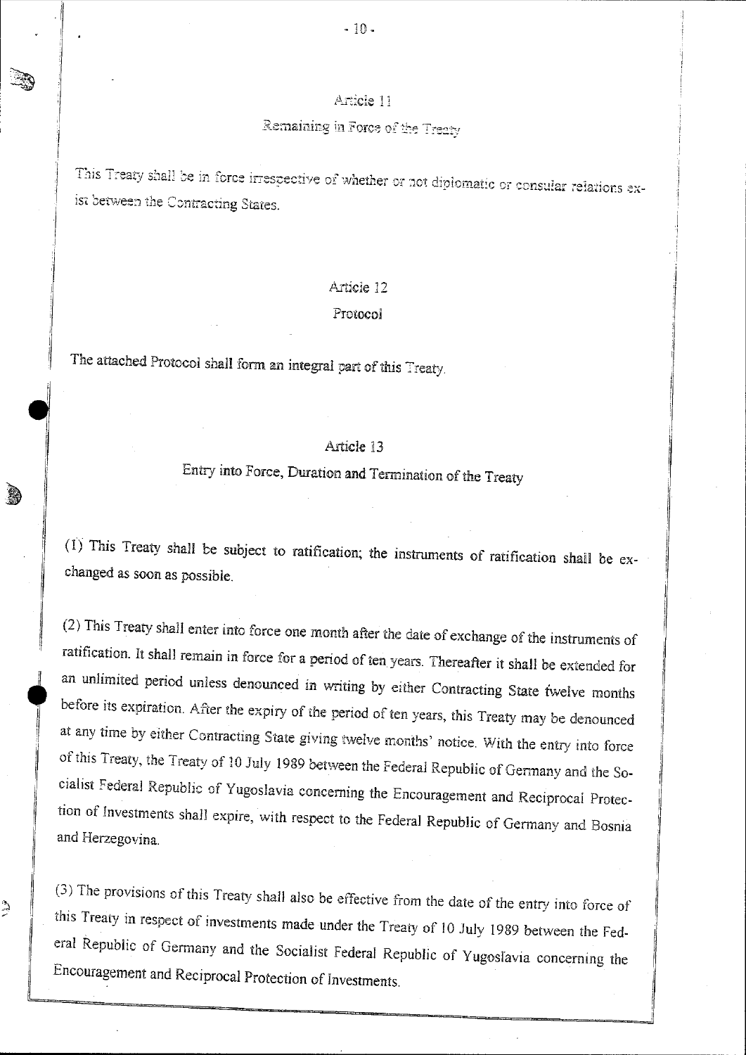### Article 11

### Remaining in Force of the Treaty

This Treaty shall be in force irrespective of whether or not diplomatic or consular relations exist between the Contracting States.

### Article 12

### Protocol

The attached Protocol shall form an integral part of this Treaty.

### Article 13

### Entry into Force, Duration and Termination of the Treaty

(1) This Treaty shall be subject to ratification; the instruments of ratification shall be exchanged as soon as possible.

(2) This Treaty shall enter into force one month after the date of exchange of the instruments of ratification. It shall remain in force for a period of ten years. Thereafter it shall be extended for an unlimited period unless denounced in writing by either Contracting State twelve months before its expiration. After the expiry of the period of ten years, this Treaty may be denounced at any time by either Contracting State giving twelve months' notice. With the entry into force of this Treaty, the Treaty of 10 July 1989 between the Federal Republic of Germany and the Socialist Federal Republic of Yugoslavia concerning the Encouragement and Reciprocal Protection of Investments shall expire, with respect to the Federal Republic of Germany and Bosnia and Herzegovina.

(3) The provisions of this Treaty shall also be effective from the date of the entry into force of this Treaty in respect of investments made under the Treaty of 10 July 1989 between the Federal Republic of Germany and the Socialist Federal Republic of Yugoslavia concerning the Encouragement and Reciprocal Protection of Investments.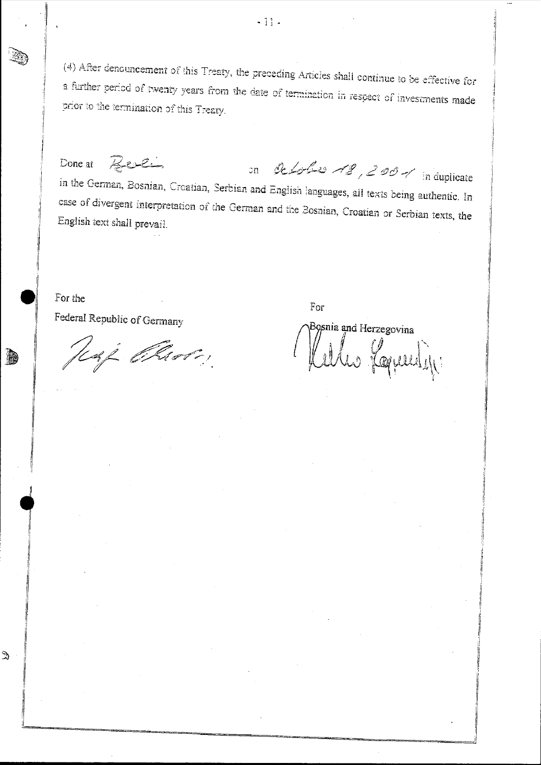(4) After denouncement of this Treaty, the preceding Articles shall continue to be effective for a further period of twenty years from the date of termination in respect of investments made prior to the termination of this Treaty.

Done at *Berlin* on *October 18, 2001* in duplicate in the German, Bosnian, Croatian, Serbian and English languages, all texts being authentic. In case of divergent interpretation of the German and the Bosnian, Croatian or Serbian texts, the English text shall prevail.

For the
Federal Republic of Germany

For
Bosnia and Herzegovina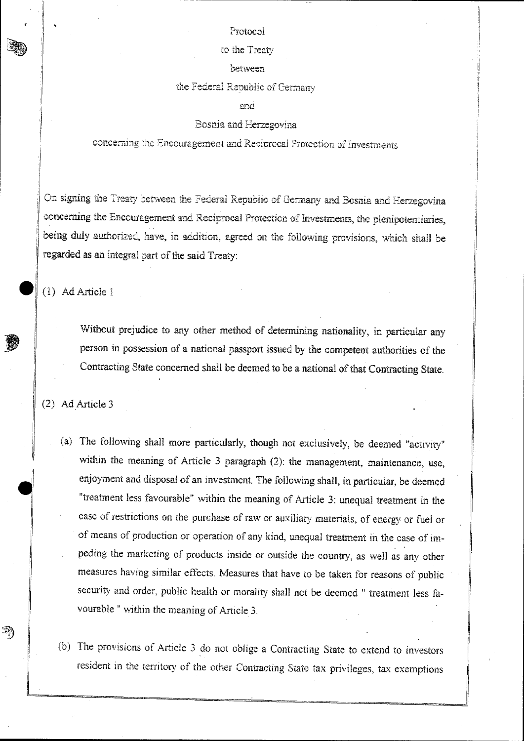Protocol

to the Treaty

between

the Federal Republic of Germany

and

Bosnia and Herzegovina

concerning the Encouragement and Reciprocal Protection of Investments

On signing the Treaty between the Federal Republic of Germany and Bosnia and Herzegovina concerning the Encouragement and Reciprocal Protection of Investments, the plenipotentiaries, being duly authorized, have, in addition, agreed on the following provisions, which shall be regarded as an integral part of the said Treaty:

(1) Ad Article 1

Without prejudice to any other method of determining nationality, in particular any person in possession of a national passport issued by the competent authorities of the Contracting State concerned shall be deemed to be a national of that Contracting State.

(2) Ad Article 3

(a) The following shall more particularly, though not exclusively, be deemed "activity" within the meaning of Article 3 paragraph (2): the management, maintenance, use, enjoyment and disposal of an investment. The following shall, in particular, be deemed "treatment less favourable" within the meaning of Article 3: unequal treatment in the case of restrictions on the purchase of raw or auxiliary materials, of energy or fuel or of means of production or operation of any kind, unequal treatment in the case of impeding the marketing of products inside or outside the country, as well as any other measures having similar effects. Measures that have to be taken for reasons of public security and order, public health or morality shall not be deemed " treatment less favourable " within the meaning of Article 3.

(b) The provisions of Article 3 do not oblige a Contracting State to extend to investors resident in the territory of the other Contracting State tax privileges, tax exemptions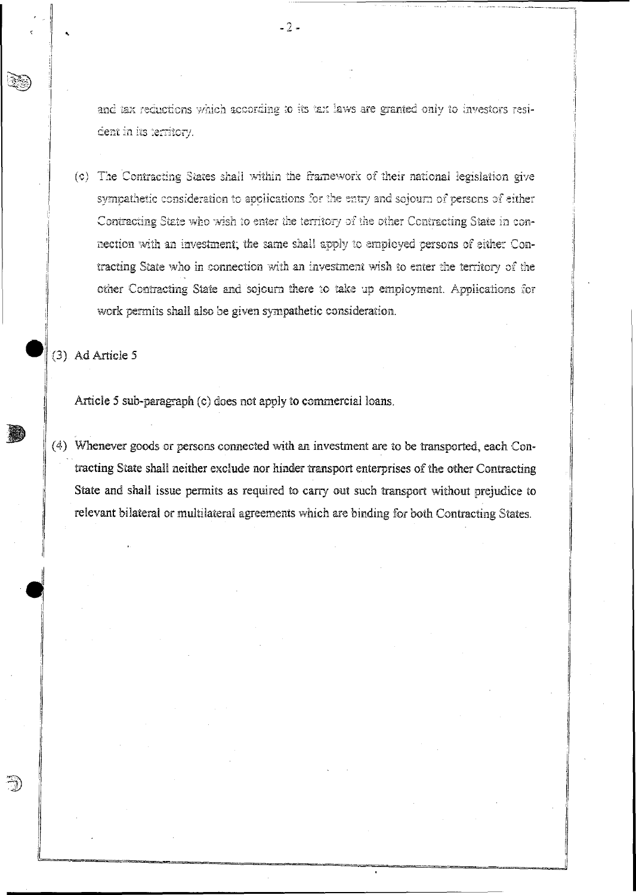and tax reductions which according to its tax laws are granted only to investors resident in its territory.

(c) The Contracting States shall within the framework of their national legislation give sympathetic consideration to applications for the entry and sojourn of persons of either Contracting State who wish to enter the territory of the other Contracting State in connection with an investment; the same shall apply to employed persons of either Contracting State who in connection with an investment wish to enter the territory of the other Contracting State and sojourn there to take up employment. Applications for work permits shall also be given sympathetic consideration.

(3) Ad Article 5

Article 5 sub-paragraph (c) does not apply to commercial loans.

(4) Whenever goods or persons connected with an investment are to be transported, each Contracting State shall neither exclude nor hinder transport enterprises of the other Contracting State and shall issue permits as required to carry out such transport without prejudice to relevant bilateral or multilateral agreements which are binding for both Contracting States.